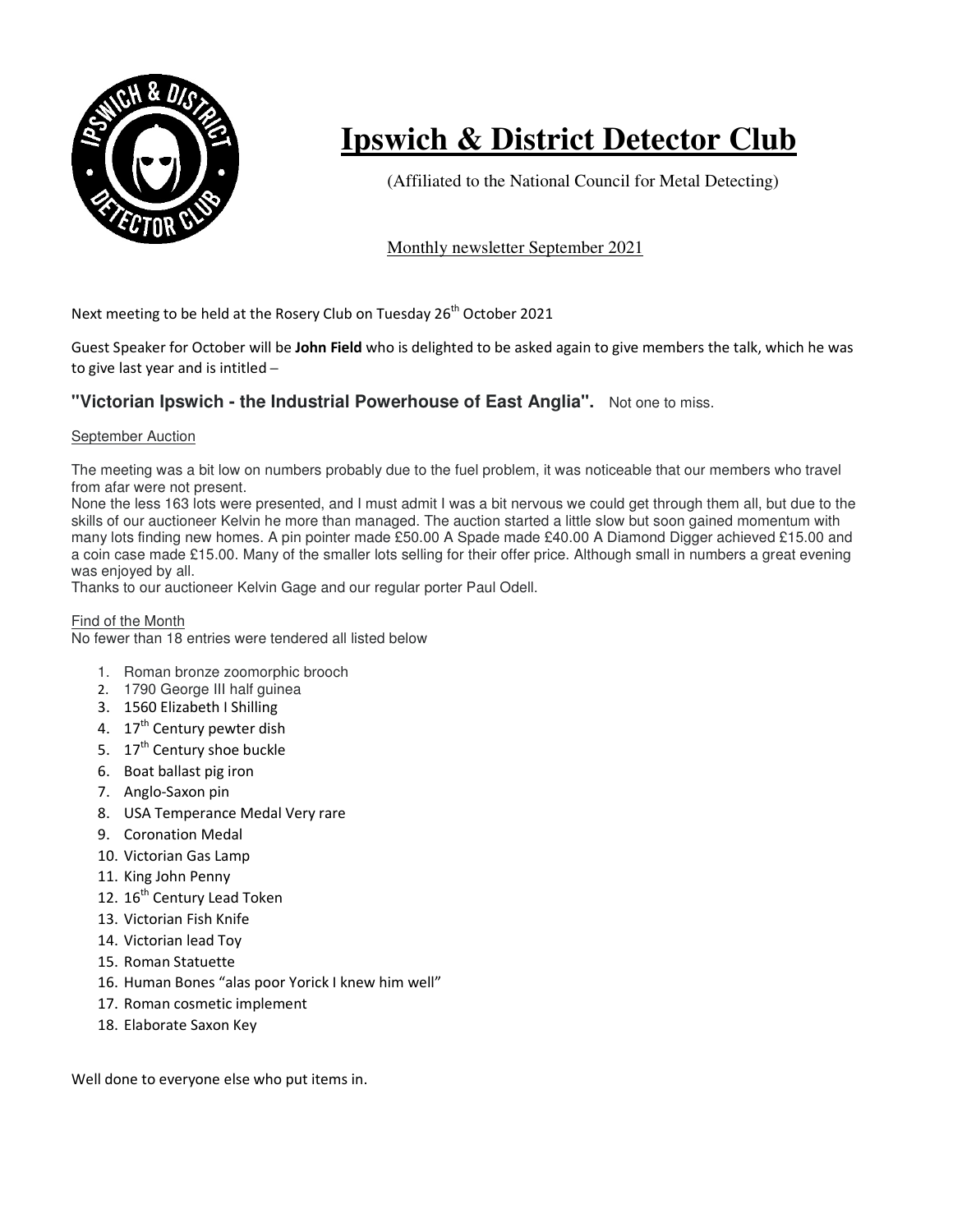# Ipswich & District Detector Club

(Affiliated to the National Council for Metal Detecting)

Monthly newsletter September 2021

Next meeting to be held at the Rosery Club on Tuesday 26th October 2021

Guest Speaker for October will be **John Field** who is delighted to be asked again to give members the talk, which he was to give last year and is intitled –

### **"Victorian Ipswich - the Industrial Powerhouse of East Anglia".** Not one to miss.

September Auction

The meeting was a bit low on numbers probably due to the fuel problem, it was noticeable that our members who travel from afar were not present.

None the less 163 lots were presented, and I must admit I was a bit nervous we could get through them all, but due to the skills of our auctioneer Kelvin he more than managed. The auction started a little slow but soon gained momentum with many lots finding new homes. A pin pointer made £50.00 A Spade made £40.00 A Diamond Digger achieved £15.00 and a coin case made £15.00. Many of the smaller lots selling for their offer price. Although small in numbers a great evening was enjoyed by all.

Thanks to our auctioneer Kelvin Gage and our regular porter Paul Odell.

Find of the Month

No fewer than 18 entries were tendered all listed below

1. Roman bronze zoomorphic brooch
2. 1790 George III half guinea
3. 1560 Elizabeth I Shilling
4. 17th Century pewter dish
5. 17th Century shoe buckle
6. Boat ballast pig iron
7. Anglo-Saxon pin
8. USA Temperance Medal Very rare
9. Coronation Medal
10. Victorian Gas Lamp
11. King John Penny
12. 16th Century Lead Token
13. Victorian Fish Knife
14. Victorian lead Toy
15. Roman Statuette
16. Human Bones "alas poor Yorick I knew him well"
17. Roman cosmetic implement
18. Elaborate Saxon Key

Well done to everyone else who put items in.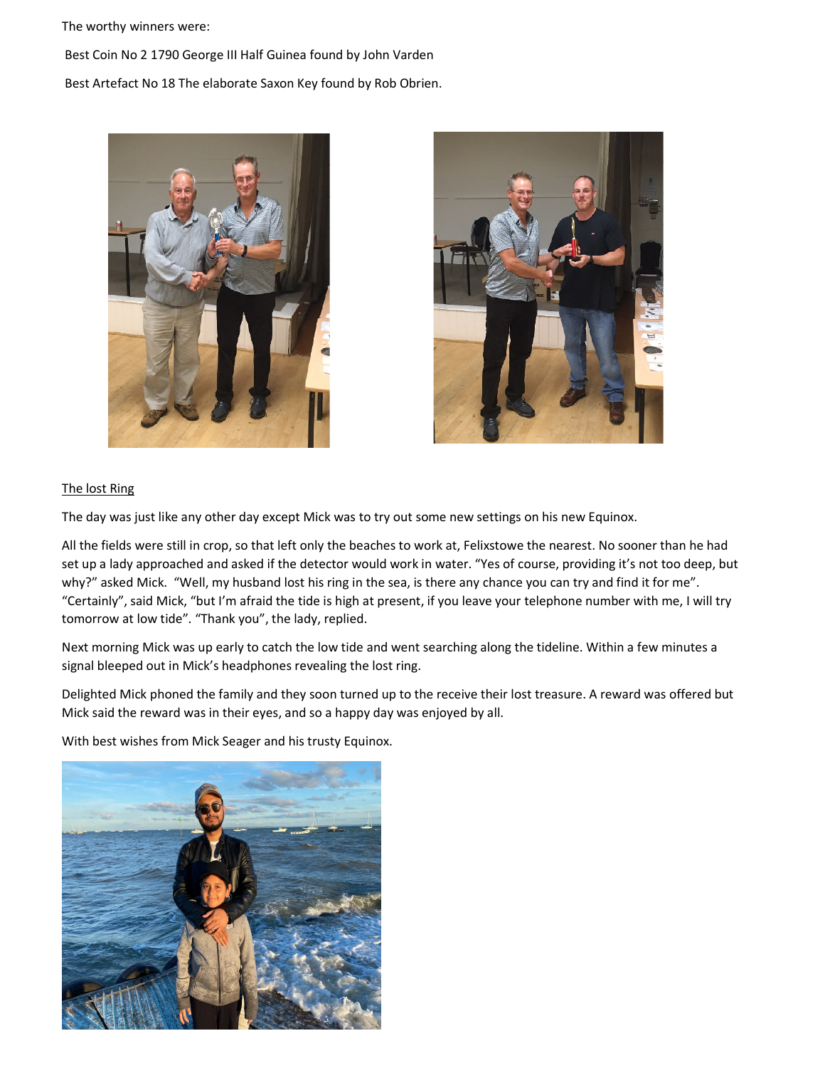The worthy winners were:

Best Coin No 2 1790 George III Half Guinea found by John Varden

Best Artefact No 18 The elaborate Saxon Key found by Rob Obrien.

## The lost Ring

The day was just like any other day except Mick was to try out some new settings on his new Equinox.

All the fields were still in crop, so that left only the beaches to work at, Felixstowe the nearest. No sooner than he had set up a lady approached and asked if the detector would work in water. "Yes of course, providing it's not too deep, but why?" asked Mick. "Well, my husband lost his ring in the sea, is there any chance you can try and find it for me". "Certainly", said Mick, "but I'm afraid the tide is high at present, if you leave your telephone number with me, I will try tomorrow at low tide". "Thank you", the lady, replied.

Next morning Mick was up early to catch the low tide and went searching along the tideline. Within a few minutes a signal bleeped out in Mick's headphones revealing the lost ring.

Delighted Mick phoned the family and they soon turned up to the receive their lost treasure. A reward was offered but Mick said the reward was in their eyes, and so a happy day was enjoyed by all.

With best wishes from Mick Seager and his trusty Equinox.